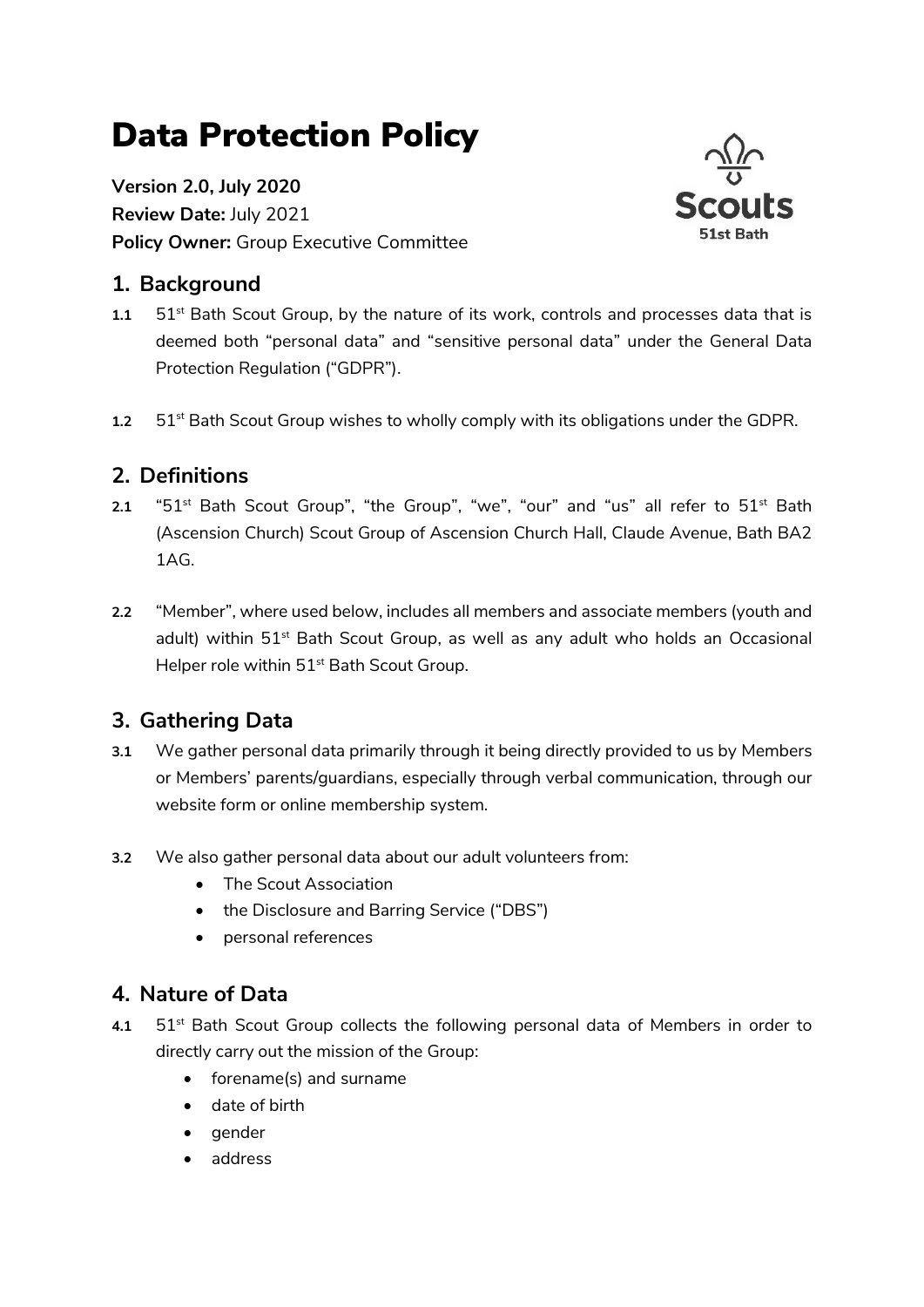# Data Protection Policy

**Version 2.0, July 2020**
**Review Date:** July 2021
**Policy Owner:** Group Executive Committee

## 1. Background

**1.1** 51st Bath Scout Group, by the nature of its work, controls and processes data that is deemed both "personal data" and "sensitive personal data" under the General Data Protection Regulation ("GDPR").

**1.2** 51st Bath Scout Group wishes to wholly comply with its obligations under the GDPR.

## 2. Definitions

**2.1** "51st Bath Scout Group", "the Group", "we", "our" and "us" all refer to 51st Bath (Ascension Church) Scout Group of Ascension Church Hall, Claude Avenue, Bath BA2 1AG.

**2.2** "Member", where used below, includes all members and associate members (youth and adult) within 51st Bath Scout Group, as well as any adult who holds an Occasional Helper role within 51st Bath Scout Group.

## 3. Gathering Data

**3.1** We gather personal data primarily through it being directly provided to us by Members or Members' parents/guardians, especially through verbal communication, through our website form or online membership system.

**3.2** We also gather personal data about our adult volunteers from:

- The Scout Association
- the Disclosure and Barring Service ("DBS")
- personal references

## 4. Nature of Data

**4.1** 51st Bath Scout Group collects the following personal data of Members in order to directly carry out the mission of the Group:

- forename(s) and surname
- date of birth
- gender
- address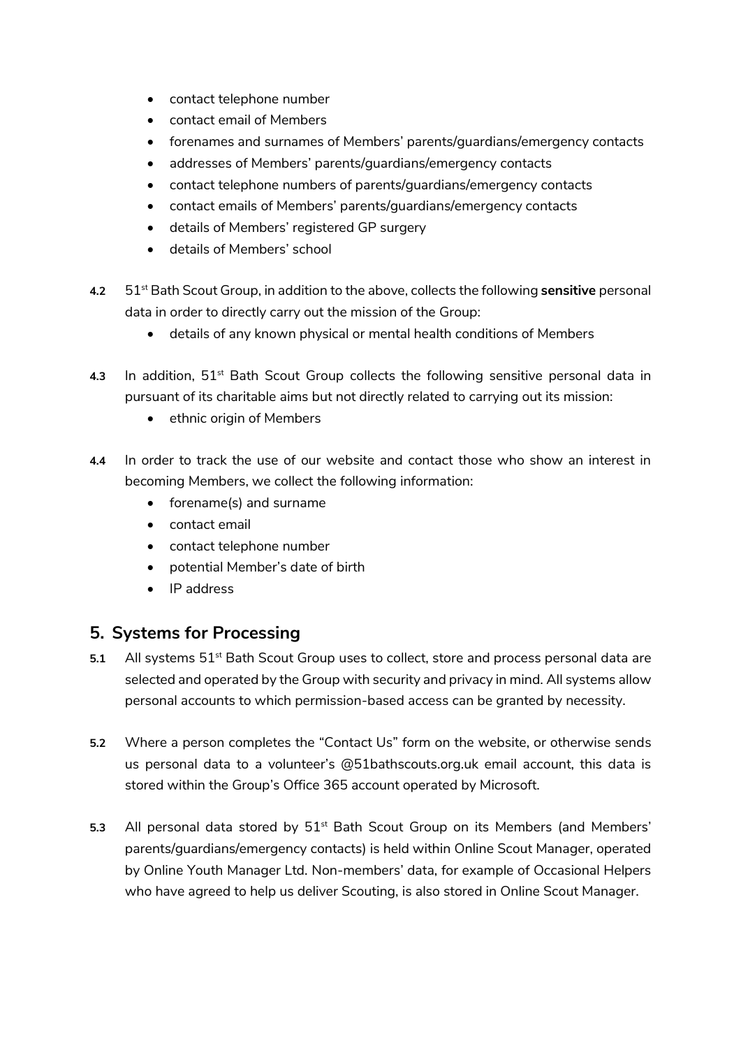- contact telephone number
- contact email of Members
- forenames and surnames of Members' parents/guardians/emergency contacts
- addresses of Members' parents/guardians/emergency contacts
- contact telephone numbers of parents/guardians/emergency contacts
- contact emails of Members' parents/guardians/emergency contacts
- details of Members' registered GP surgery
- details of Members' school

**4.2** 51st Bath Scout Group, in addition to the above, collects the following **sensitive** personal data in order to directly carry out the mission of the Group:

- details of any known physical or mental health conditions of Members

**4.3** In addition, 51st Bath Scout Group collects the following sensitive personal data in pursuant of its charitable aims but not directly related to carrying out its mission:

- ethnic origin of Members

**4.4** In order to track the use of our website and contact those who show an interest in becoming Members, we collect the following information:

- forename(s) and surname
- contact email
- contact telephone number
- potential Member's date of birth
- IP address

## 5. Systems for Processing

**5.1** All systems 51st Bath Scout Group uses to collect, store and process personal data are selected and operated by the Group with security and privacy in mind. All systems allow personal accounts to which permission-based access can be granted by necessity.

**5.2** Where a person completes the "Contact Us" form on the website, or otherwise sends us personal data to a volunteer's @51bathscouts.org.uk email account, this data is stored within the Group's Office 365 account operated by Microsoft.

**5.3** All personal data stored by 51st Bath Scout Group on its Members (and Members' parents/guardians/emergency contacts) is held within Online Scout Manager, operated by Online Youth Manager Ltd. Non-members' data, for example of Occasional Helpers who have agreed to help us deliver Scouting, is also stored in Online Scout Manager.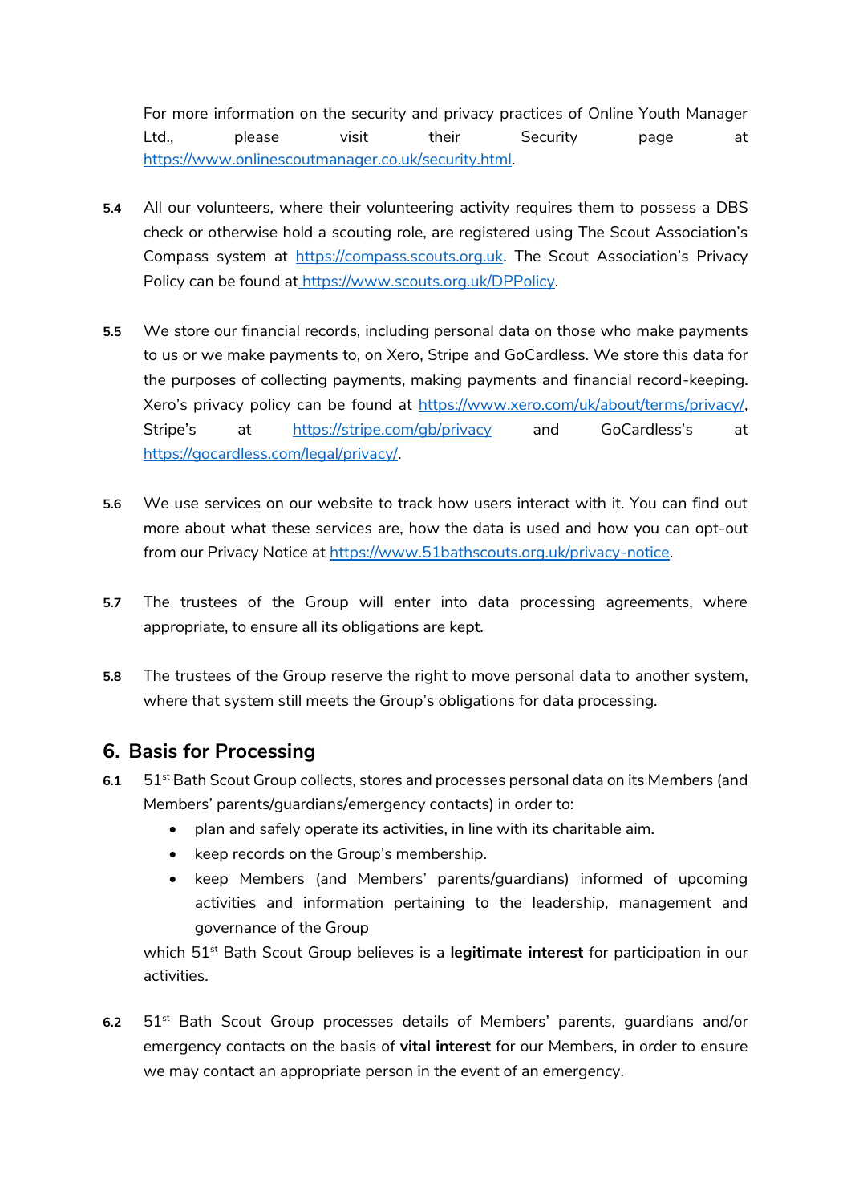For more information on the security and privacy practices of Online Youth Manager Ltd., please visit their Security page at https://www.onlinescoutmanager.co.uk/security.html.

**5.4** All our volunteers, where their volunteering activity requires them to possess a DBS check or otherwise hold a scouting role, are registered using The Scout Association's Compass system at https://compass.scouts.org.uk. The Scout Association's Privacy Policy can be found at https://www.scouts.org.uk/DPPolicy.

**5.5** We store our financial records, including personal data on those who make payments to us or we make payments to, on Xero, Stripe and GoCardless. We store this data for the purposes of collecting payments, making payments and financial record-keeping. Xero's privacy policy can be found at https://www.xero.com/uk/about/terms/privacy/, Stripe's at https://stripe.com/gb/privacy and GoCardless's at https://gocardless.com/legal/privacy/.

**5.6** We use services on our website to track how users interact with it. You can find out more about what these services are, how the data is used and how you can opt-out from our Privacy Notice at https://www.51bathscouts.org.uk/privacy-notice.

**5.7** The trustees of the Group will enter into data processing agreements, where appropriate, to ensure all its obligations are kept.

**5.8** The trustees of the Group reserve the right to move personal data to another system, where that system still meets the Group's obligations for data processing.

## 6. Basis for Processing

**6.1** 51st Bath Scout Group collects, stores and processes personal data on its Members (and Members' parents/guardians/emergency contacts) in order to:

- plan and safely operate its activities, in line with its charitable aim.
- keep records on the Group's membership.
- keep Members (and Members' parents/guardians) informed of upcoming activities and information pertaining to the leadership, management and governance of the Group

which 51st Bath Scout Group believes is a **legitimate interest** for participation in our activities.

**6.2** 51st Bath Scout Group processes details of Members' parents, guardians and/or emergency contacts on the basis of **vital interest** for our Members, in order to ensure we may contact an appropriate person in the event of an emergency.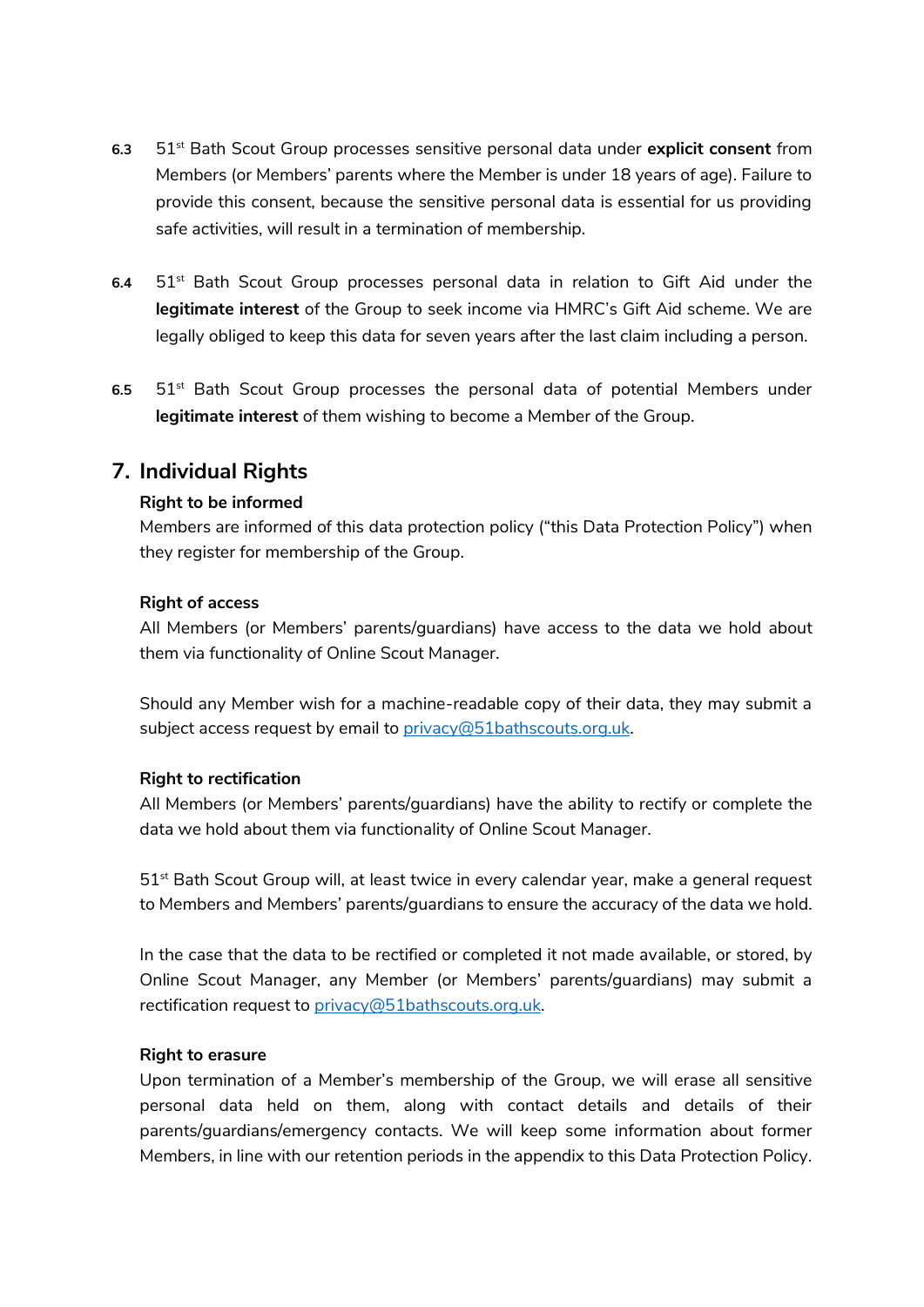**6.3** 51st Bath Scout Group processes sensitive personal data under **explicit consent** from Members (or Members' parents where the Member is under 18 years of age). Failure to provide this consent, because the sensitive personal data is essential for us providing safe activities, will result in a termination of membership.

**6.4** 51st Bath Scout Group processes personal data in relation to Gift Aid under the **legitimate interest** of the Group to seek income via HMRC's Gift Aid scheme. We are legally obliged to keep this data for seven years after the last claim including a person.

**6.5** 51st Bath Scout Group processes the personal data of potential Members under **legitimate interest** of them wishing to become a Member of the Group.

## 7. Individual Rights

**Right to be informed**

Members are informed of this data protection policy ("this Data Protection Policy") when they register for membership of the Group.

**Right of access**

All Members (or Members' parents/guardians) have access to the data we hold about them via functionality of Online Scout Manager.

Should any Member wish for a machine-readable copy of their data, they may submit a subject access request by email to privacy@51bathscouts.org.uk.

**Right to rectification**

All Members (or Members' parents/guardians) have the ability to rectify or complete the data we hold about them via functionality of Online Scout Manager.

51st Bath Scout Group will, at least twice in every calendar year, make a general request to Members and Members' parents/guardians to ensure the accuracy of the data we hold.

In the case that the data to be rectified or completed it not made available, or stored, by Online Scout Manager, any Member (or Members' parents/guardians) may submit a rectification request to privacy@51bathscouts.org.uk.

**Right to erasure**

Upon termination of a Member's membership of the Group, we will erase all sensitive personal data held on them, along with contact details and details of their parents/guardians/emergency contacts. We will keep some information about former Members, in line with our retention periods in the appendix to this Data Protection Policy.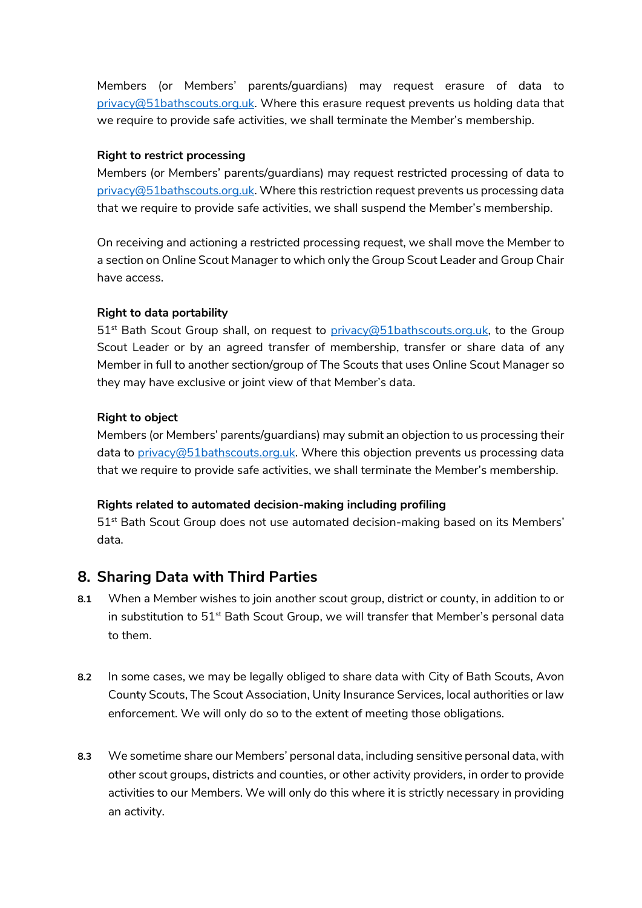Members (or Members' parents/guardians) may request erasure of data to privacy@51bathscouts.org.uk. Where this erasure request prevents us holding data that we require to provide safe activities, we shall terminate the Member's membership.

**Right to restrict processing**
Members (or Members' parents/guardians) may request restricted processing of data to privacy@51bathscouts.org.uk. Where this restriction request prevents us processing data that we require to provide safe activities, we shall suspend the Member's membership.

On receiving and actioning a restricted processing request, we shall move the Member to a section on Online Scout Manager to which only the Group Scout Leader and Group Chair have access.

**Right to data portability**
51st Bath Scout Group shall, on request to privacy@51bathscouts.org.uk, to the Group Scout Leader or by an agreed transfer of membership, transfer or share data of any Member in full to another section/group of The Scouts that uses Online Scout Manager so they may have exclusive or joint view of that Member's data.

**Right to object**
Members (or Members' parents/guardians) may submit an objection to us processing their data to privacy@51bathscouts.org.uk. Where this objection prevents us processing data that we require to provide safe activities, we shall terminate the Member's membership.

**Rights related to automated decision-making including profiling**
51st Bath Scout Group does not use automated decision-making based on its Members' data.

## 8. Sharing Data with Third Parties

**8.1** When a Member wishes to join another scout group, district or county, in addition to or in substitution to 51st Bath Scout Group, we will transfer that Member's personal data to them.

**8.2** In some cases, we may be legally obliged to share data with City of Bath Scouts, Avon County Scouts, The Scout Association, Unity Insurance Services, local authorities or law enforcement. We will only do so to the extent of meeting those obligations.

**8.3** We sometime share our Members' personal data, including sensitive personal data, with other scout groups, districts and counties, or other activity providers, in order to provide activities to our Members. We will only do this where it is strictly necessary in providing an activity.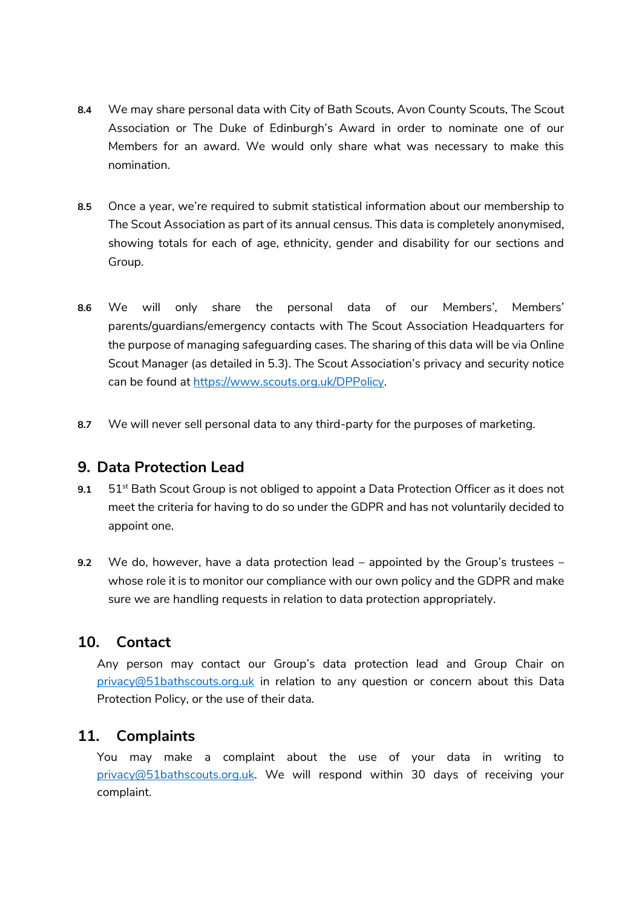**8.4** We may share personal data with City of Bath Scouts, Avon County Scouts, The Scout Association or The Duke of Edinburgh's Award in order to nominate one of our Members for an award. We would only share what was necessary to make this nomination.

**8.5** Once a year, we're required to submit statistical information about our membership to The Scout Association as part of its annual census. This data is completely anonymised, showing totals for each of age, ethnicity, gender and disability for our sections and Group.

**8.6** We will only share the personal data of our Members', Members' parents/guardians/emergency contacts with The Scout Association Headquarters for the purpose of managing safeguarding cases. The sharing of this data will be via Online Scout Manager (as detailed in 5.3). The Scout Association's privacy and security notice can be found at [https://www.scouts.org.uk/DPPolicy](https://www.scouts.org.uk/DPPolicy).

**8.7** We will never sell personal data to any third-party for the purposes of marketing.

## 9. Data Protection Lead

**9.1** 51st Bath Scout Group is not obliged to appoint a Data Protection Officer as it does not meet the criteria for having to do so under the GDPR and has not voluntarily decided to appoint one.

**9.2** We do, however, have a data protection lead – appointed by the Group's trustees – whose role it is to monitor our compliance with our own policy and the GDPR and make sure we are handling requests in relation to data protection appropriately.

## 10. Contact

Any person may contact our Group's data protection lead and Group Chair on [privacy@51bathscouts.org.uk](mailto:privacy@51bathscouts.org.uk) in relation to any question or concern about this Data Protection Policy, or the use of their data.

## 11. Complaints

You may make a complaint about the use of your data in writing to [privacy@51bathscouts.org.uk](mailto:privacy@51bathscouts.org.uk). We will respond within 30 days of receiving your complaint.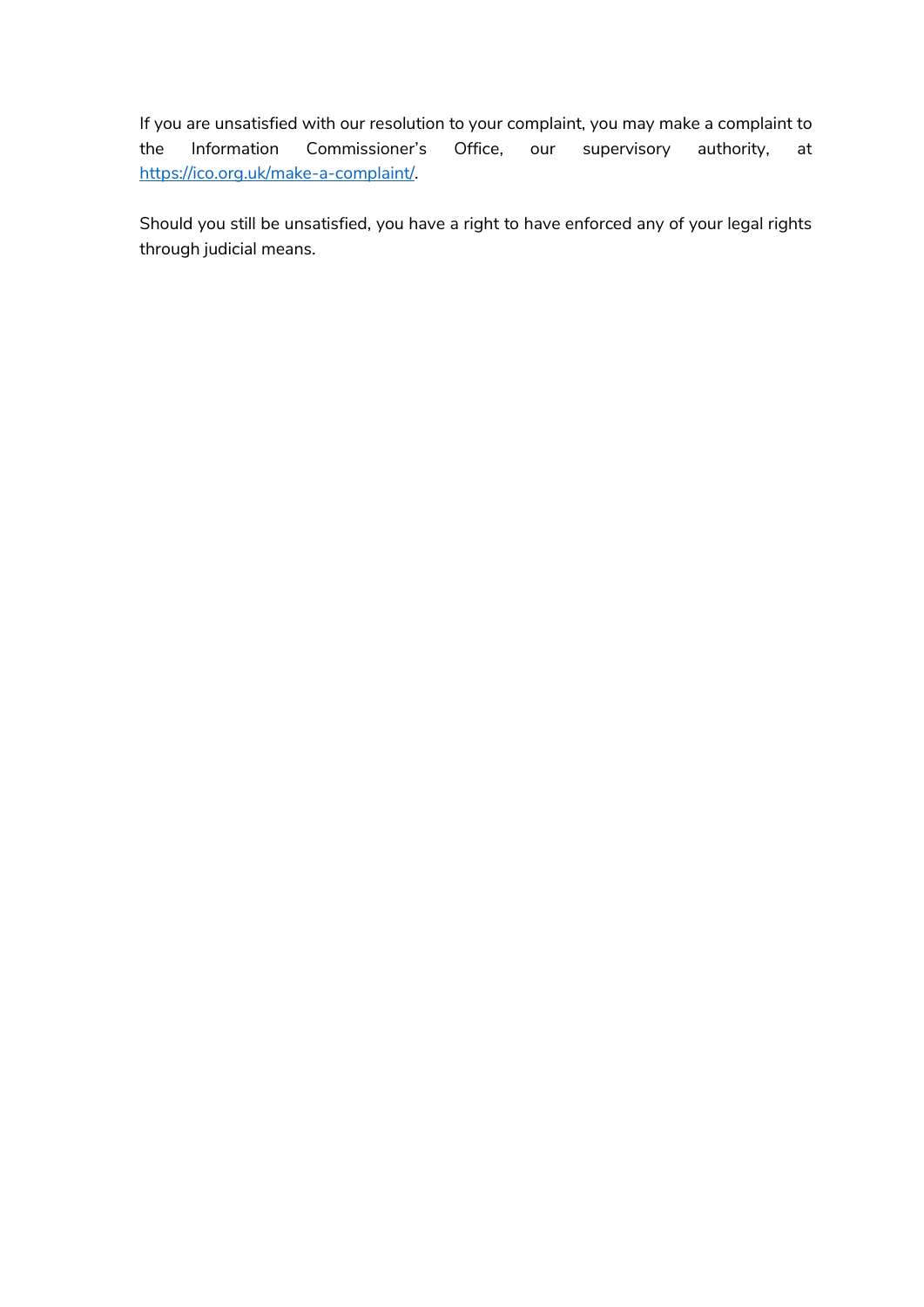If you are unsatisfied with our resolution to your complaint, you may make a complaint to the Information Commissioner's Office, our supervisory authority, at https://ico.org.uk/make-a-complaint/.

Should you still be unsatisfied, you have a right to have enforced any of your legal rights through judicial means.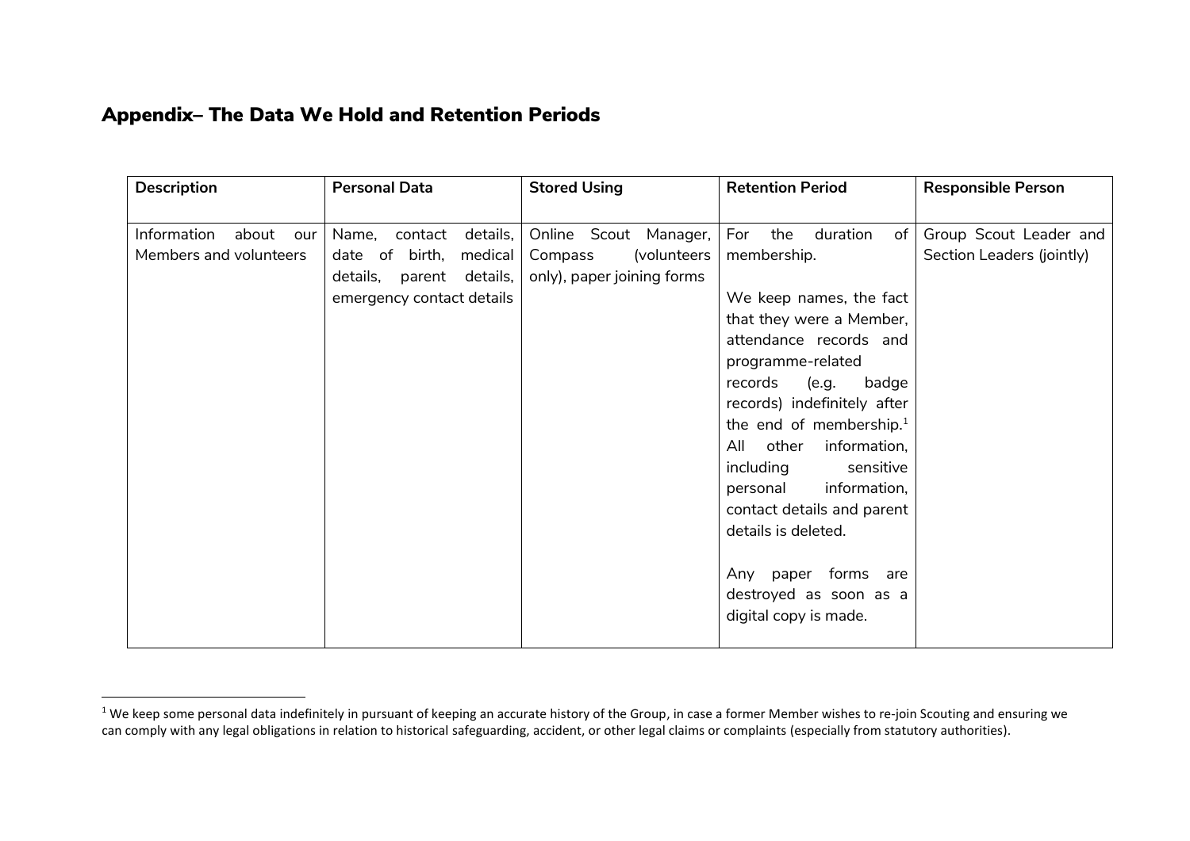## Appendix– The Data We Hold and Retention Periods

| Description | Personal Data | Stored Using | Retention Period | Responsible Person |
|---|---|---|---|---|
| Information about our Members and volunteers | Name, contact details, date of birth, medical details, parent details, emergency contact details | Online Scout Manager, Compass (volunteers only), paper joining forms | For the duration of membership.<br><br>We keep names, the fact that they were a Member, attendance records and programme-related records (e.g. badge records) indefinitely after the end of membership.[1] All other information, including sensitive personal information, contact details and parent details is deleted.<br><br>Any paper forms are destroyed as soon as a digital copy is made. | Group Scout Leader and Section Leaders (jointly) |

[1] We keep some personal data indefinitely in pursuant of keeping an accurate history of the Group, in case a former Member wishes to re-join Scouting and ensuring we can comply with any legal obligations in relation to historical safeguarding, accident, or other legal claims or complaints (especially from statutory authorities).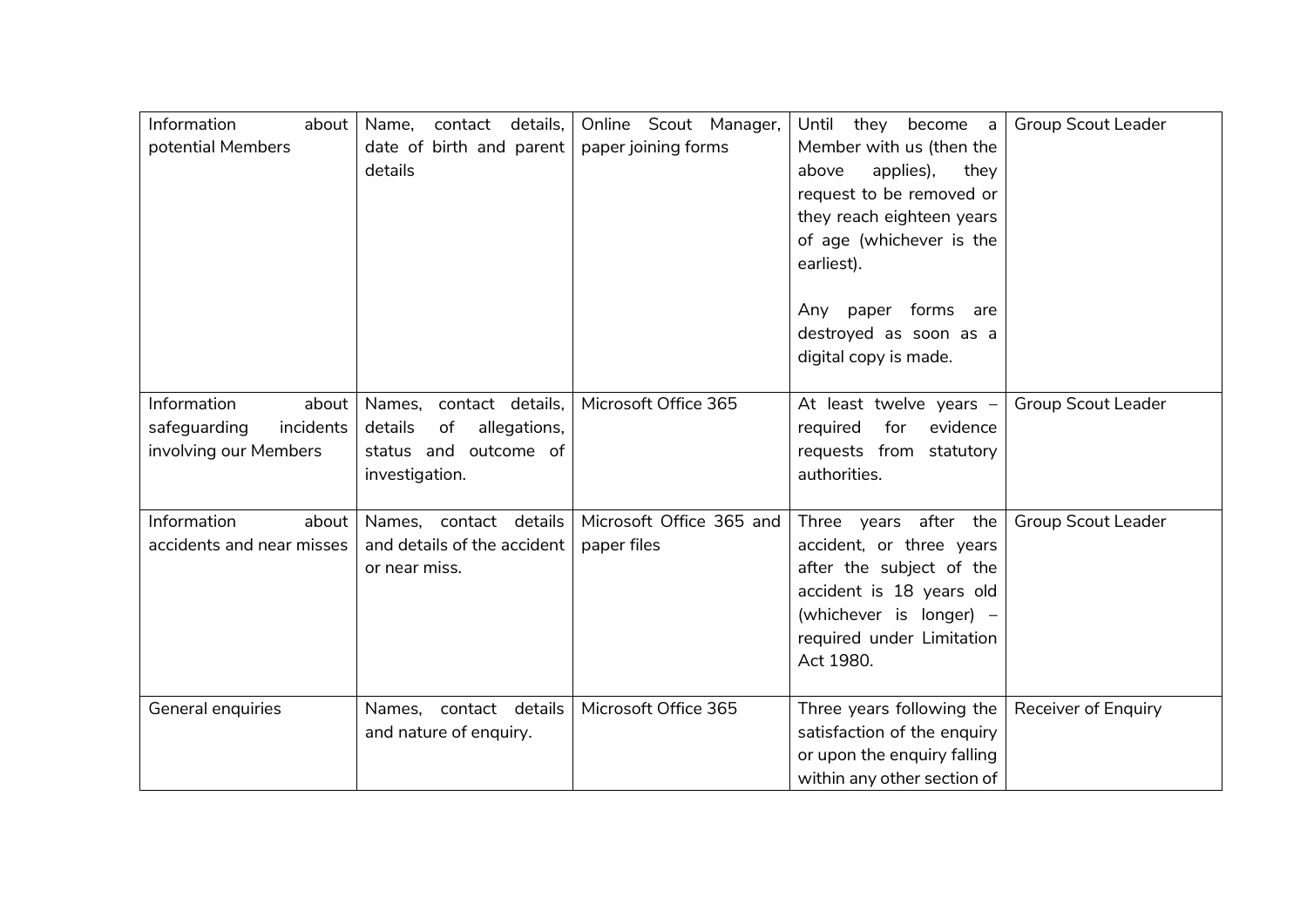| Information about potential Members | Name, contact details, date of birth and parent details | Online Scout Manager, paper joining forms | Until they become a Member with us (then the above applies), they request to be removed or they reach eighteen years of age (whichever is the earliest).<br><br>Any paper forms are destroyed as soon as a digital copy is made. | Group Scout Leader |
|---|---|---|---|---|
| Information about safeguarding incidents involving our Members | Names, contact details, details of allegations, status and outcome of investigation. | Microsoft Office 365 | At least twelve years – required for evidence requests from statutory authorities. | Group Scout Leader |
| Information about accidents and near misses | Names, contact details and details of the accident or near miss. | Microsoft Office 365 and paper files | Three years after the accident, or three years after the subject of the accident is 18 years old (whichever is longer) – required under Limitation Act 1980. | Group Scout Leader |
| General enquiries | Names, contact details and nature of enquiry. | Microsoft Office 365 | Three years following the satisfaction of the enquiry or upon the enquiry falling within any other section of | Receiver of Enquiry |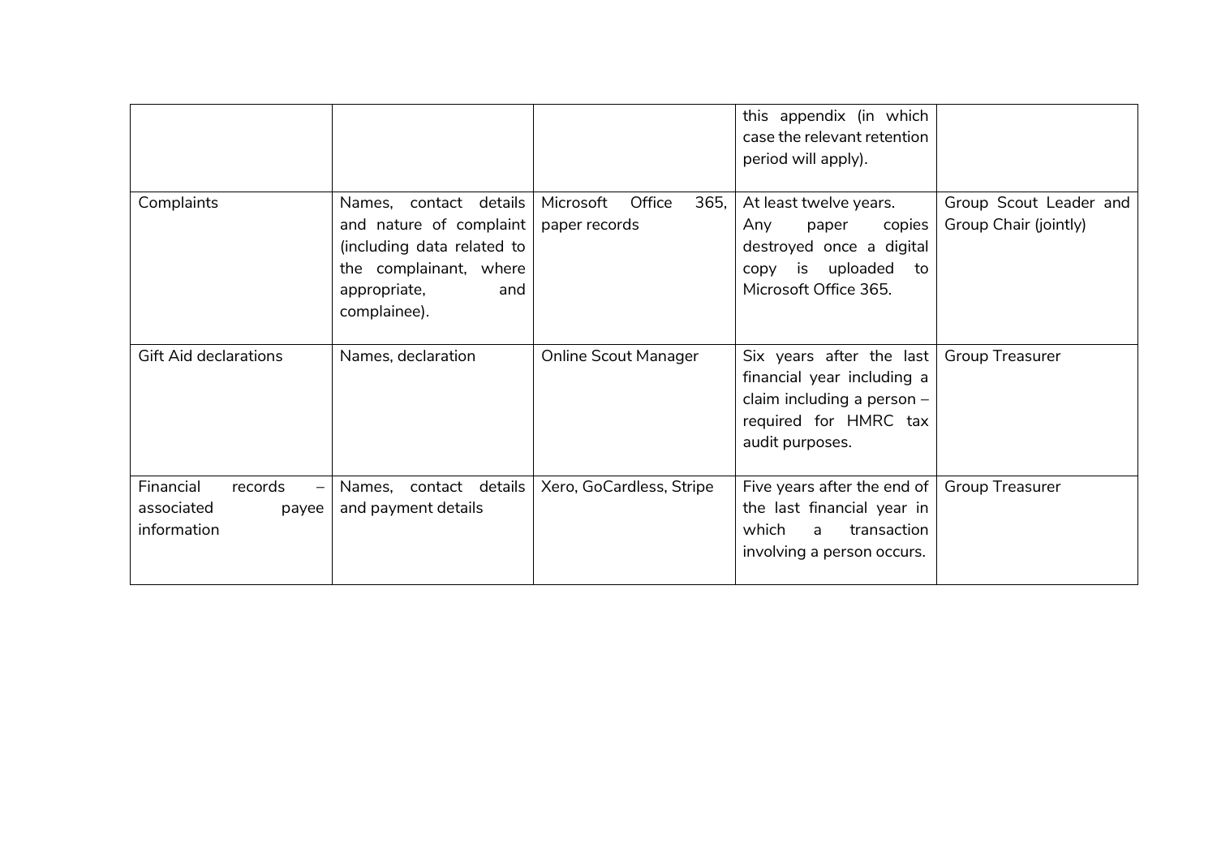| | | | | |
|---|---|---|---|---|
| | | | this appendix (in which case the relevant retention period will apply). | |
| Complaints | Names, contact details and nature of complaint (including data related to the complainant, where appropriate, and complainee). | Microsoft Office 365, paper records | At least twelve years. Any paper copies destroyed once a digital copy is uploaded to Microsoft Office 365. | Group Scout Leader and Group Chair (jointly) |
| Gift Aid declarations | Names, declaration | Online Scout Manager | Six years after the last financial year including a claim including a person – required for HMRC tax audit purposes. | Group Treasurer |
| Financial records – associated payee information | Names, contact details and payment details | Xero, GoCardless, Stripe | Five years after the end of the last financial year in which a transaction involving a person occurs. | Group Treasurer |